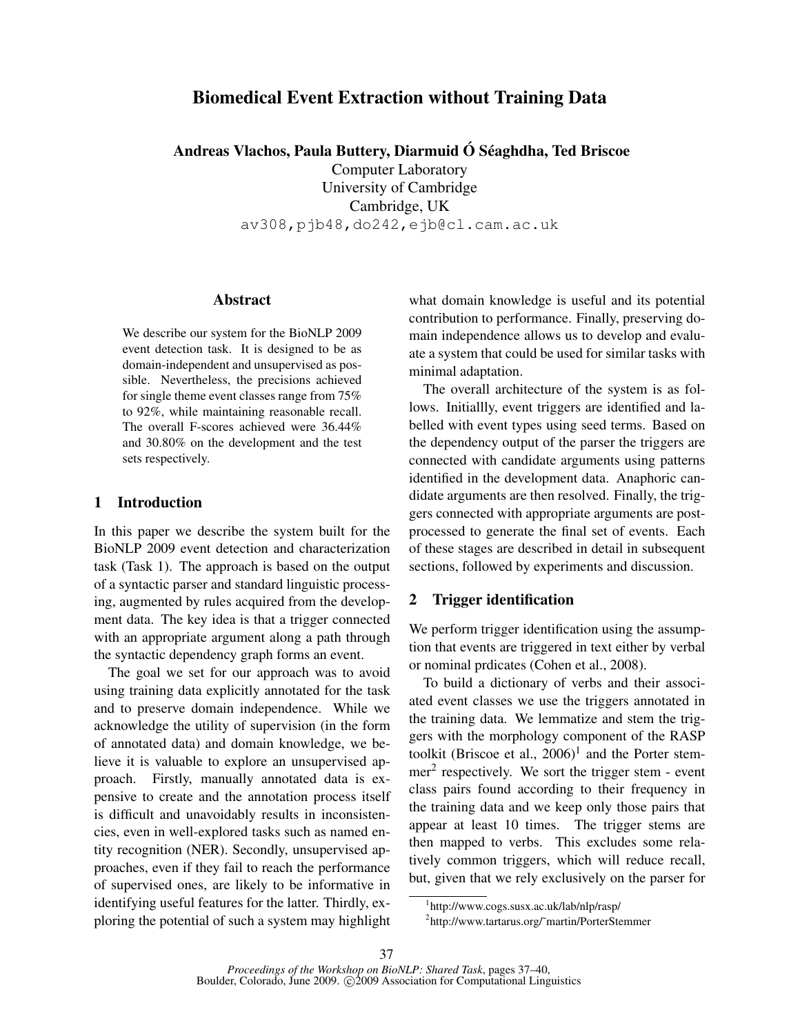# Biomedical Event Extraction without Training Data

**Andreas Vlachos, Paula Buttery, Diarmuid Ó Séaghdha, Ted Briscoe**

Computer Laboratory
University of Cambridge
Cambridge, UK
av308,pjb48,do242,ejb@cl.cam.ac.uk

## Abstract

We describe our system for the BioNLP 2009 event detection task. It is designed to be as domain-independent and unsupervised as possible. Nevertheless, the precisions achieved for single theme event classes range from 75% to 92%, while maintaining reasonable recall. The overall F-scores achieved were 36.44% and 30.80% on the development and the test sets respectively.

## 1 Introduction

In this paper we describe the system built for the BioNLP 2009 event detection and characterization task (Task 1). The approach is based on the output of a syntactic parser and standard linguistic processing, augmented by rules acquired from the development data. The key idea is that a trigger connected with an appropriate argument along a path through the syntactic dependency graph forms an event.

The goal we set for our approach was to avoid using training data explicitly annotated for the task and to preserve domain independence. While we acknowledge the utility of supervision (in the form of annotated data) and domain knowledge, we believe it is valuable to explore an unsupervised approach. Firstly, manually annotated data is expensive to create and the annotation process itself is difficult and unavoidably results in inconsistencies, even in well-explored tasks such as named entity recognition (NER). Secondly, unsupervised approaches, even if they fail to reach the performance of supervised ones, are likely to be informative in identifying useful features for the latter. Thirdly, exploring the potential of such a system may highlight what domain knowledge is useful and its potential contribution to performance. Finally, preserving domain independence allows us to develop and evaluate a system that could be used for similar tasks with minimal adaptation.

The overall architecture of the system is as follows. Initiallly, event triggers are identified and labelled with event types using seed terms. Based on the dependency output of the parser the triggers are connected with candidate arguments using patterns identified in the development data. Anaphoric candidate arguments are then resolved. Finally, the triggers connected with appropriate arguments are post-processed to generate the final set of events. Each of these stages are described in detail in subsequent sections, followed by experiments and discussion.

## 2 Trigger identification

We perform trigger identification using the assumption that events are triggered in text either by verbal or nominal prdicates (Cohen et al., 2008).

To build a dictionary of verbs and their associated event classes we use the triggers annotated in the training data. We lemmatize and stem the triggers with the morphology component of the RASP toolkit (Briscoe et al., 2006)[1] and the Porter stemmer[2] respectively. We sort the trigger stem - event class pairs found according to their frequency in the training data and we keep only those pairs that appear at least 10 times. The trigger stems are then mapped to verbs. This excludes some relatively common triggers, which will reduce recall, but, given that we rely exclusively on the parser for

[1] http://www.cogs.susx.ac.uk/lab/nlp/rasp/

[2] http://www.tartarus.org/˜martin/PorterStemmer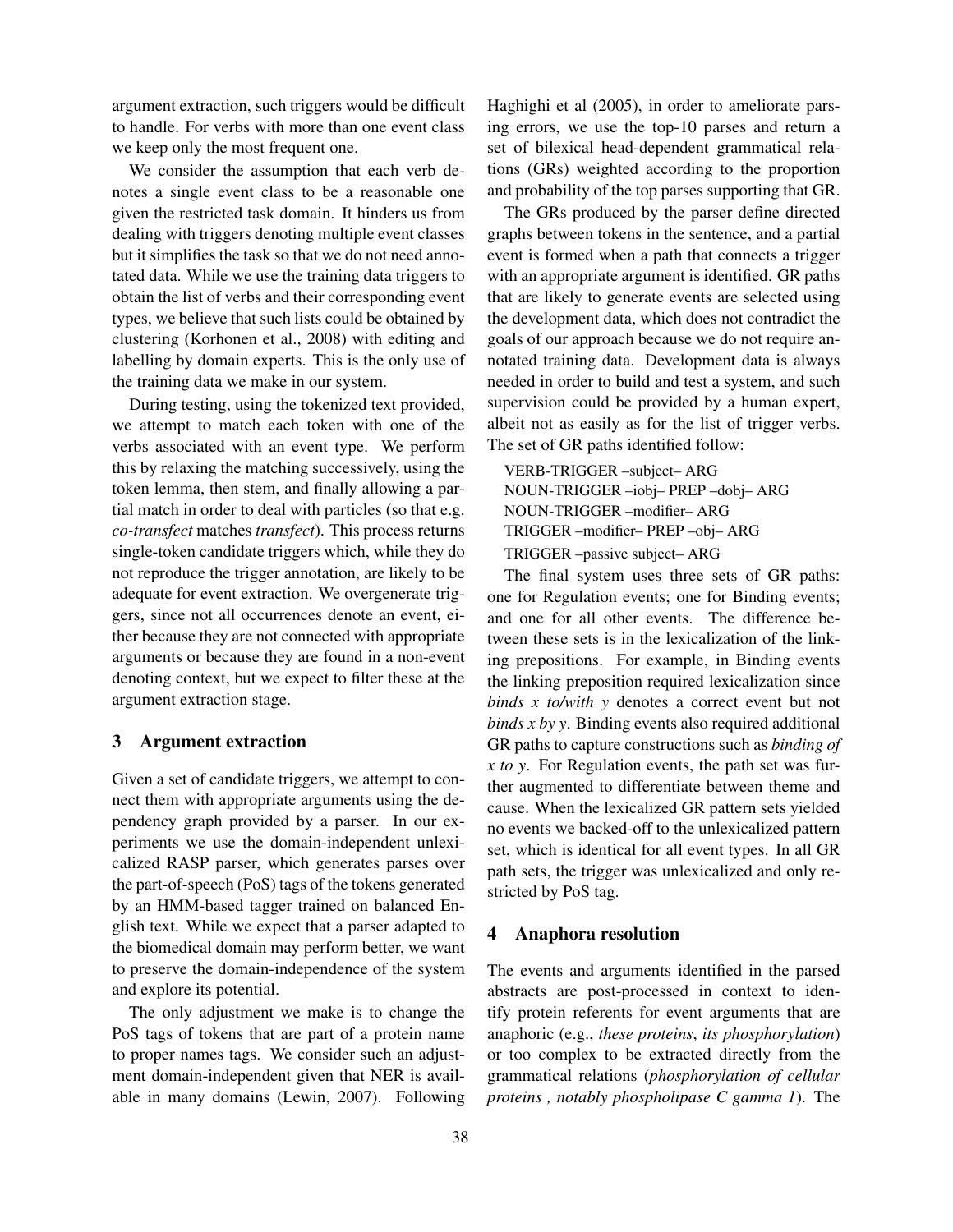argument extraction, such triggers would be difficult to handle. For verbs with more than one event class we keep only the most frequent one.

We consider the assumption that each verb denotes a single event class to be a reasonable one given the restricted task domain. It hinders us from dealing with triggers denoting multiple event classes but it simplifies the task so that we do not need annotated data. While we use the training data triggers to obtain the list of verbs and their corresponding event types, we believe that such lists could be obtained by clustering (Korhonen et al., 2008) with editing and labelling by domain experts. This is the only use of the training data we make in our system.

During testing, using the tokenized text provided, we attempt to match each token with one of the verbs associated with an event type. We perform this by relaxing the matching successively, using the token lemma, then stem, and finally allowing a partial match in order to deal with particles (so that e.g. *co-transfect* matches *transfect*). This process returns single-token candidate triggers which, while they do not reproduce the trigger annotation, are likely to be adequate for event extraction. We overgenerate triggers, since not all occurrences denote an event, either because they are not connected with appropriate arguments or because they are found in a non-event denoting context, but we expect to filter these at the argument extraction stage.

## 3 Argument extraction

Given a set of candidate triggers, we attempt to connect them with appropriate arguments using the dependency graph provided by a parser. In our experiments we use the domain-independent unlexicalized RASP parser, which generates parses over the part-of-speech (PoS) tags of the tokens generated by an HMM-based tagger trained on balanced English text. While we expect that a parser adapted to the biomedical domain may perform better, we want to preserve the domain-independence of the system and explore its potential.

The only adjustment we make is to change the PoS tags of tokens that are part of a protein name to proper names tags. We consider such an adjustment domain-independent given that NER is available in many domains (Lewin, 2007). Following Haghighi et al (2005), in order to ameliorate parsing errors, we use the top-10 parses and return a set of bilexical head-dependent grammatical relations (GRs) weighted according to the proportion and probability of the top parses supporting that GR.

The GRs produced by the parser define directed graphs between tokens in the sentence, and a partial event is formed when a path that connects a trigger with an appropriate argument is identified. GR paths that are likely to generate events are selected using the development data, which does not contradict the goals of our approach because we do not require annotated training data. Development data is always needed in order to build and test a system, and such supervision could be provided by a human expert, albeit not as easily as for the list of trigger verbs. The set of GR paths identified follow:

VERB-TRIGGER –subject– ARG
NOUN-TRIGGER –iobj– PREP –dobj– ARG
NOUN-TRIGGER –modifier– ARG
TRIGGER –modifier– PREP –obj– ARG
TRIGGER –passive subject– ARG

The final system uses three sets of GR paths: one for Regulation events; one for Binding events; and one for all other events. The difference between these sets is in the lexicalization of the linking prepositions. For example, in Binding events the linking preposition required lexicalization since *binds x to/with y* denotes a correct event but not *binds x by y*. Binding events also required additional GR paths to capture constructions such as *binding of x to y*. For Regulation events, the path set was further augmented to differentiate between theme and cause. When the lexicalized GR pattern sets yielded no events we backed-off to the unlexicalized pattern set, which is identical for all event types. In all GR path sets, the trigger was unlexicalized and only restricted by PoS tag.

## 4 Anaphora resolution

The events and arguments identified in the parsed abstracts are post-processed in context to identify protein referents for event arguments that are anaphoric (e.g., *these proteins*, *its phosphorylation*) or too complex to be extracted directly from the grammatical relations (*phosphorylation of cellular proteins , notably phospholipase C gamma 1*). The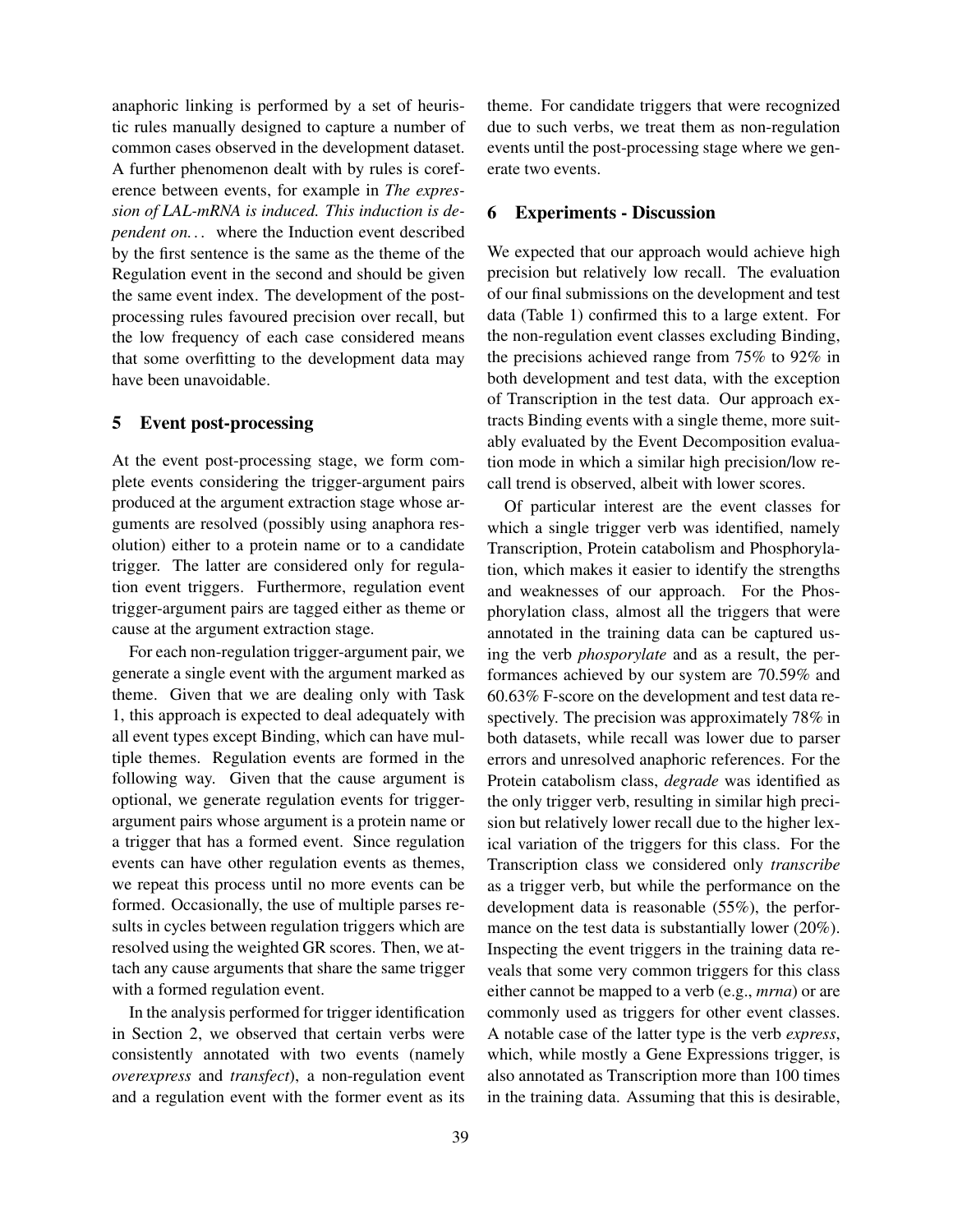anaphoric linking is performed by a set of heuristic rules manually designed to capture a number of common cases observed in the development dataset. A further phenomenon dealt with by rules is coreference between events, for example in *The expression of LAL-mRNA is induced. This induction is dependent on...* where the Induction event described by the first sentence is the same as the theme of the Regulation event in the second and should be given the same event index. The development of the post-processing rules favoured precision over recall, but the low frequency of each case considered means that some overfitting to the development data may have been unavoidable.

## 5 Event post-processing

At the event post-processing stage, we form complete events considering the trigger-argument pairs produced at the argument extraction stage whose arguments are resolved (possibly using anaphora resolution) either to a protein name or to a candidate trigger. The latter are considered only for regulation event triggers. Furthermore, regulation event trigger-argument pairs are tagged either as theme or cause at the argument extraction stage.

For each non-regulation trigger-argument pair, we generate a single event with the argument marked as theme. Given that we are dealing only with Task 1, this approach is expected to deal adequately with all event types except Binding, which can have multiple themes. Regulation events are formed in the following way. Given that the cause argument is optional, we generate regulation events for trigger-argument pairs whose argument is a protein name or a trigger that has a formed event. Since regulation events can have other regulation events as themes, we repeat this process until no more events can be formed. Occasionally, the use of multiple parses results in cycles between regulation triggers which are resolved using the weighted GR scores. Then, we attach any cause arguments that share the same trigger with a formed regulation event.

In the analysis performed for trigger identification in Section 2, we observed that certain verbs were consistently annotated with two events (namely *overexpress* and *transfect*), a non-regulation event and a regulation event with the former event as its theme. For candidate triggers that were recognized due to such verbs, we treat them as non-regulation events until the post-processing stage where we generate two events.

## 6 Experiments - Discussion

We expected that our approach would achieve high precision but relatively low recall. The evaluation of our final submissions on the development and test data (Table 1) confirmed this to a large extent. For the non-regulation event classes excluding Binding, the precisions achieved range from 75% to 92% in both development and test data, with the exception of Transcription in the test data. Our approach extracts Binding events with a single theme, more suitably evaluated by the Event Decomposition evaluation mode in which a similar high precision/low recall trend is observed, albeit with lower scores.

Of particular interest are the event classes for which a single trigger verb was identified, namely Transcription, Protein catabolism and Phosphorylation, which makes it easier to identify the strengths and weaknesses of our approach. For the Phosphorylation class, almost all the triggers that were annotated in the training data can be captured using the verb *phosporylate* and as a result, the performances achieved by our system are 70.59% and 60.63% F-score on the development and test data respectively. The precision was approximately 78% in both datasets, while recall was lower due to parser errors and unresolved anaphoric references. For the Protein catabolism class, *degrade* was identified as the only trigger verb, resulting in similar high precision but relatively lower recall due to the higher lexical variation of the triggers for this class. For the Transcription class we considered only *transcribe* as a trigger verb, but while the performance on the development data is reasonable (55%), the performance on the test data is substantially lower (20%). Inspecting the event triggers in the training data reveals that some very common triggers for this class either cannot be mapped to a verb (e.g., *mrna*) or are commonly used as triggers for other event classes. A notable case of the latter type is the verb *express*, which, while mostly a Gene Expressions trigger, is also annotated as Transcription more than 100 times in the training data. Assuming that this is desirable,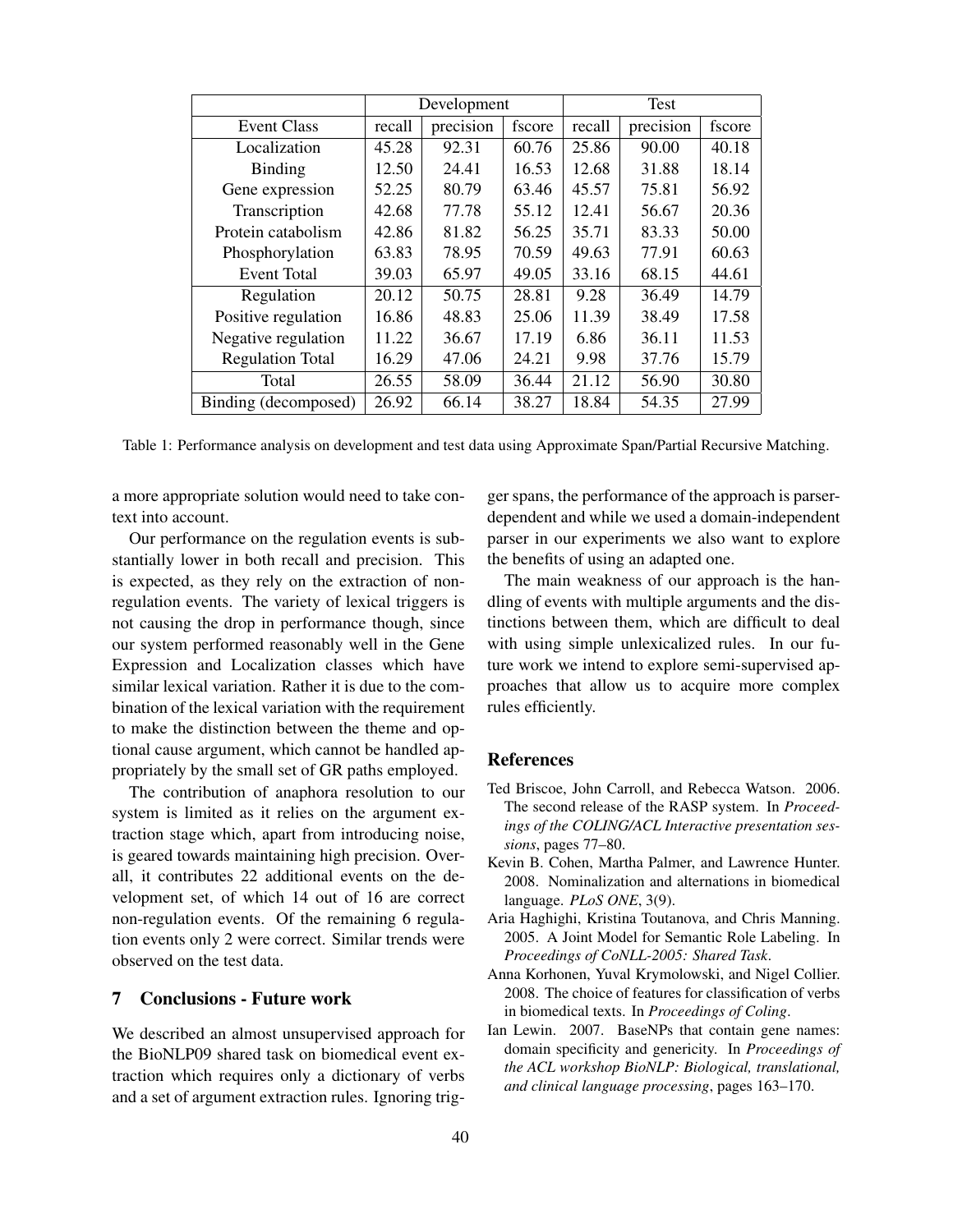| | Development | | | Test | | |
|---|---|---|---|---|---|---|
| Event Class | recall | precision | fscore | recall | precision | fscore |
| Localization | 45.28 | 92.31 | 60.76 | 25.86 | 90.00 | 40.18 |
| Binding | 12.50 | 24.41 | 16.53 | 12.68 | 31.88 | 18.14 |
| Gene expression | 52.25 | 80.79 | 63.46 | 45.57 | 75.81 | 56.92 |
| Transcription | 42.68 | 77.78 | 55.12 | 12.41 | 56.67 | 20.36 |
| Protein catabolism | 42.86 | 81.82 | 56.25 | 35.71 | 83.33 | 50.00 |
| Phosphorylation | 63.83 | 78.95 | 70.59 | 49.63 | 77.91 | 60.63 |
| Event Total | 39.03 | 65.97 | 49.05 | 33.16 | 68.15 | 44.61 |
| Regulation | 20.12 | 50.75 | 28.81 | 9.28 | 36.49 | 14.79 |
| Positive regulation | 16.86 | 48.83 | 25.06 | 11.39 | 38.49 | 17.58 |
| Negative regulation | 11.22 | 36.67 | 17.19 | 6.86 | 36.11 | 11.53 |
| Regulation Total | 16.29 | 47.06 | 24.21 | 9.98 | 37.76 | 15.79 |
| Total | 26.55 | 58.09 | 36.44 | 21.12 | 56.90 | 30.80 |
| Binding (decomposed) | 26.92 | 66.14 | 38.27 | 18.84 | 54.35 | 27.99 |

Table 1: Performance analysis on development and test data using Approximate Span/Partial Recursive Matching.

a more appropriate solution would need to take context into account.

Our performance on the regulation events is substantially lower in both recall and precision. This is expected, as they rely on the extraction of non-regulation events. The variety of lexical triggers is not causing the drop in performance though, since our system performed reasonably well in the Gene Expression and Localization classes which have similar lexical variation. Rather it is due to the combination of the lexical variation with the requirement to make the distinction between the theme and optional cause argument, which cannot be handled appropriately by the small set of GR paths employed.

The contribution of anaphora resolution to our system is limited as it relies on the argument extraction stage which, apart from introducing noise, is geared towards maintaining high precision. Overall, it contributes 22 additional events on the development set, of which 14 out of 16 are correct non-regulation events. Of the remaining 6 regulation events only 2 were correct. Similar trends were observed on the test data.

## 7 Conclusions - Future work

We described an almost unsupervised approach for the BioNLP09 shared task on biomedical event extraction which requires only a dictionary of verbs and a set of argument extraction rules. Ignoring trigger spans, the performance of the approach is parser-dependent and while we used a domain-independent parser in our experiments we also want to explore the benefits of using an adapted one.

The main weakness of our approach is the handling of events with multiple arguments and the distinctions between them, which are difficult to deal with using simple unlexicalized rules. In our future work we intend to explore semi-supervised approaches that allow us to acquire more complex rules efficiently.

## References

Ted Briscoe, John Carroll, and Rebecca Watson. 2006. The second release of the RASP system. In *Proceedings of the COLING/ACL Interactive presentation sessions*, pages 77–80.

Kevin B. Cohen, Martha Palmer, and Lawrence Hunter. 2008. Nominalization and alternations in biomedical language. *PLoS ONE*, 3(9).

Aria Haghighi, Kristina Toutanova, and Chris Manning. 2005. A Joint Model for Semantic Role Labeling. In *Proceedings of CoNLL-2005: Shared Task*.

Anna Korhonen, Yuval Krymolowski, and Nigel Collier. 2008. The choice of features for classification of verbs in biomedical texts. In *Proceedings of Coling*.

Ian Lewin. 2007. BaseNPs that contain gene names: domain specificity and genericity. In *Proceedings of the ACL workshop BioNLP: Biological, translational, and clinical language processing*, pages 163–170.